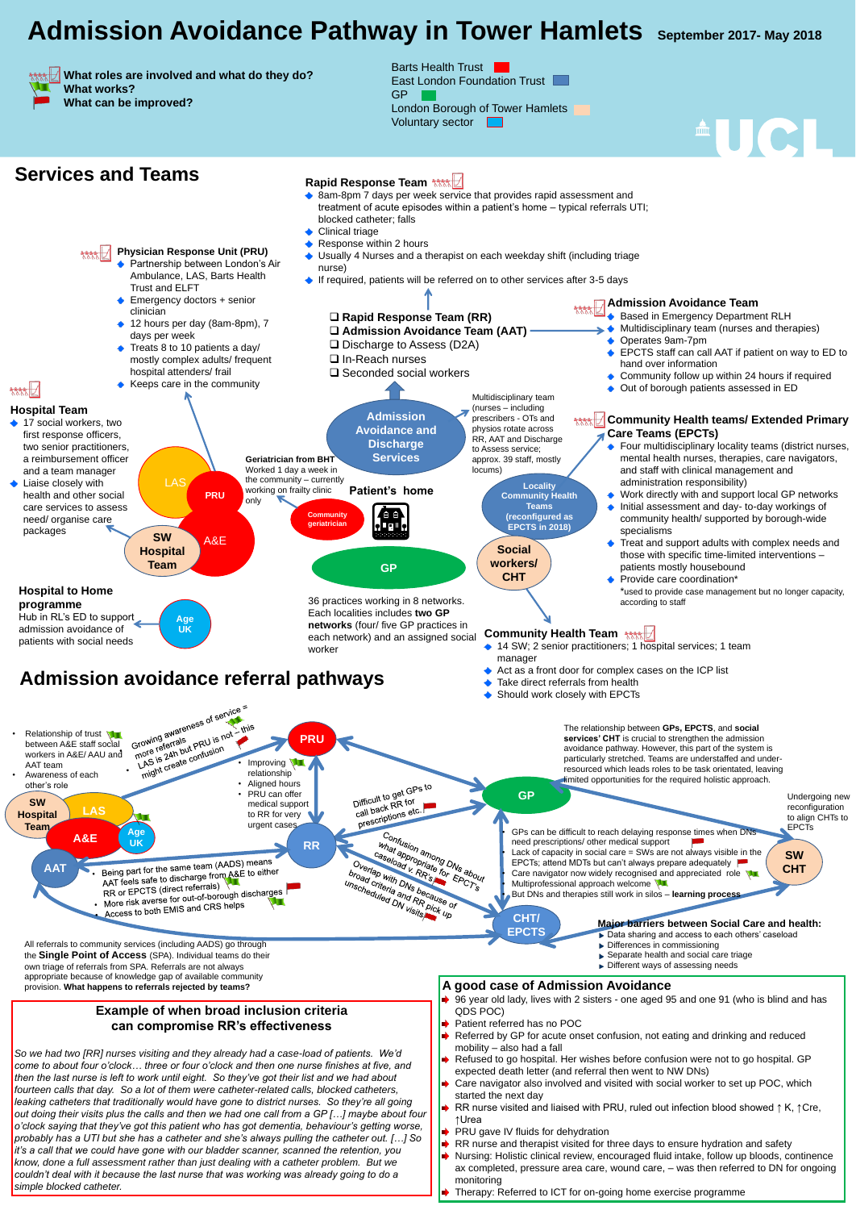# Admission Avoidance Pathway in Tower Hamlets

September 2017- May 2018

- What roles are involved and what do they do?
- What works?
- What can be improved?

Barts Health Trust
East London Foundation Trust
GP
London Borough of Tower Hamlets
Voluntary sector

UCL

## Services and Teams

### Rapid Response Team
- 8am-8pm 7 days per week service that provides rapid assessment and treatment of acute episodes within a patient's home – typical referrals UTI; blocked catheter; falls
- Clinical triage
- Response within 2 hours
- Usually 4 Nurses and a therapist on each weekday shift (including triage nurse)
- If required, patients will be referred on to other services after 3-5 days

### Physician Response Unit (PRU)
- Partnership between London's Air Ambulance, LAS, Barts Health Trust and ELFT
- Emergency doctors + senior clinician
- 12 hours per day (8am-8pm), 7 days per week
- Treats 8 to 10 patients a day/ mostly complex adults/ frequent hospital attenders/ frail
- Keeps care in the community

### Hospital Team
- 17 social workers, two first response officers, two senior practitioners, a reimbursement officer and a team manager
- Liaise closely with health and other social care services to assess need/ organise care packages

### Admission Avoidance and Discharge Services
- Rapid Response Team (RR)
- Admission Avoidance Team (AAT)
- Discharge to Assess (D2A)
- In-Reach nurses
- Seconded social workers

Multidisciplinary team (nurses – including physios rotate across RR, AAT and Discharge to Assess service; approx. 39 staff, mostly locums)

### Admission Avoidance Team
- Based in Emergency Department RLH
- Multidisciplinary team (nurses and therapies)
- Operates 9am-7pm
- EPCTS staff can call AAT if patient on way to ED to hand over information
- Community follow up within 24 hours if required
- Out of borough patients assessed in ED

**Geriatrician from BHT** Worked 1 day a week in the community – currently working on frailty clinic only

Community geriatrician

Patient's home

LAS · PRU · A&E · SW Hospital Team

Locality Community Health Teams (reconfigured as EPCTS in 2018)

Social workers/ CHT

GP

### Community Health teams/ Extended Primary Care Teams (EPCTS)
- Four multidisciplinary locality teams (district nurses, mental health nurses, therapies, care navigators, and staff with clinical management and administration responsibility)
- Work directly with and support local GP networks
- Initial assessment and day- to-day workings of community health/ supported by borough-wide specialisms
- Treat and support adults with complex needs and those with specific time-limited interventions – patients mostly housebound
- Provide care coordination*

*used to provide case management but no longer capacity, according to staff

### Hospital to Home programme
Hub in RL's ED to support admission avoidance of patients with social needs

Age UK

36 practices working in 8 networks. Each localities includes **two GP networks** (four/ five GP practices in each network) and an assigned social worker

### Community Health Team
- 14 SW; 2 senior practitioners; 1 hospital services; 1 team manager
- Act as a front door for complex cases on the ICP list
- Take direct referrals from health
- Should work closely with EPCTs

## Admission avoidance referral pathways

- Relationship of trust between A&E staff social workers in A&E/ AAU and AAT team
- Awareness of each other's role

Growing awareness of service = more referrals

LAS is 24h but PRU is not – this might create confusion

- Improving relationship
- Aligned hours
- PRU can offer medical support to RR for very urgent cases

Difficult to get GPs to call back RR for prescriptions etc.

Confusion among DNs about what appropriate for caseload v. RR's EPCT's

Overlap with DNs because of broad criteria and RR pick up unscheduled DN visits

- Being part for the same team (AADS) means AAT feels safe to discharge from A&E to either RR or EPCTS (direct referrals)
- More risk averse for out-of-borough discharges
- Access to both EMIS and CRS helps

SW Hospital Team · LAS · A&E · Age UK · AAT · PRU · RR · GP · CHT/ EPCTS · SW CHT

The relationship between **GPs, EPCTS**, and **social services' CHT** is crucial to strengthen the admission avoidance pathway. However, this part of the system is particularly stretched. Teams are understaffed and under-resourced which leads roles to be task orientated, leaving limited opportunities for the required holistic approach.

Undergoing new reconfiguration in addition to align CHTs to EPCTs

- GPs can be difficult to reach delaying response times when DNs need prescriptions/ other medical support
- Lack of capacity in social care = SWs are not always visible in the EPCTs; attend MDTs but can't always prepare adequately
- Care navigator now widely recognised and appreciated role
- Multiprofessional approach welcome
- But DNs and therapies still work in silos – **learning process**

**Major barriers between Social Care and Health:**
- Data sharing and access to each others' caseload
- Differences in commissioning
- Separate health and social care triage
- Different ways of assessing needs

All referrals to community services (including AADS) go through the **Single Point of Access** (SPA). Individual teams do their own triage of referrals from SPA. Referrals are not always appropriate because of knowledge gap of available community provision. **What happens to referrals rejected by teams?**

### Example of when broad inclusion criteria can compromise RR's effectiveness

*So we had two [RR] nurses visiting and they already had a case-load of patients. We'd come to about four o'clock… three or four o'clock and then one nurse finishes at five, and then the last nurse is left to work until eight. So they've got their list and we had about fourteen calls that day. So a lot of them were catheter-related calls, blocked catheters, leaking catheters that traditionally would have gone to district nurses. So they're all going out doing their visits plus the calls and then we had one call from a GP […] maybe about four o'clock saying that they've got this patient who has got dementia, behaviour's getting worse, probably has a UTI but she has a catheter and she's always pulling the catheter out. […] So it's a call that we could have gone with our bladder scanner, scanned the retention, you know, done a full assessment rather than just dealing with a catheter problem. But we couldn't deal with it because the last nurse that was working was already going to do a simple blocked catheter.*

### A good case of Admission Avoidance
- 96 year old lady, lives with 2 sisters - one aged 95 and one 91 (who is blind and has QDS POC)
- Patient referred has no POC
- Referred by GP for acute onset confusion, not eating and drinking and reduced mobility – also had a fall
- Refused to go hospital. Her wishes before confusion were not to go hospital. GP expected death letter (and referral then went to NW DNs)
- Care navigator also involved and visited with social worker to set up POC, which started the next day
- RR nurse visited and liaised with PRU, ruled out infection blood showed ↑ K, ↑Cre, ↑Urea
- PRU gave IV fluids for dehydration
- RR nurse and therapist visited for three days to ensure hydration and safety
- Nursing: Holistic clinical review, encouraged fluid intake, follow up bloods, continence ax completed, pressure area care, wound care, – was then referred to DN for ongoing monitoring
- Therapy: Referred to ICT for on-going home exercise programme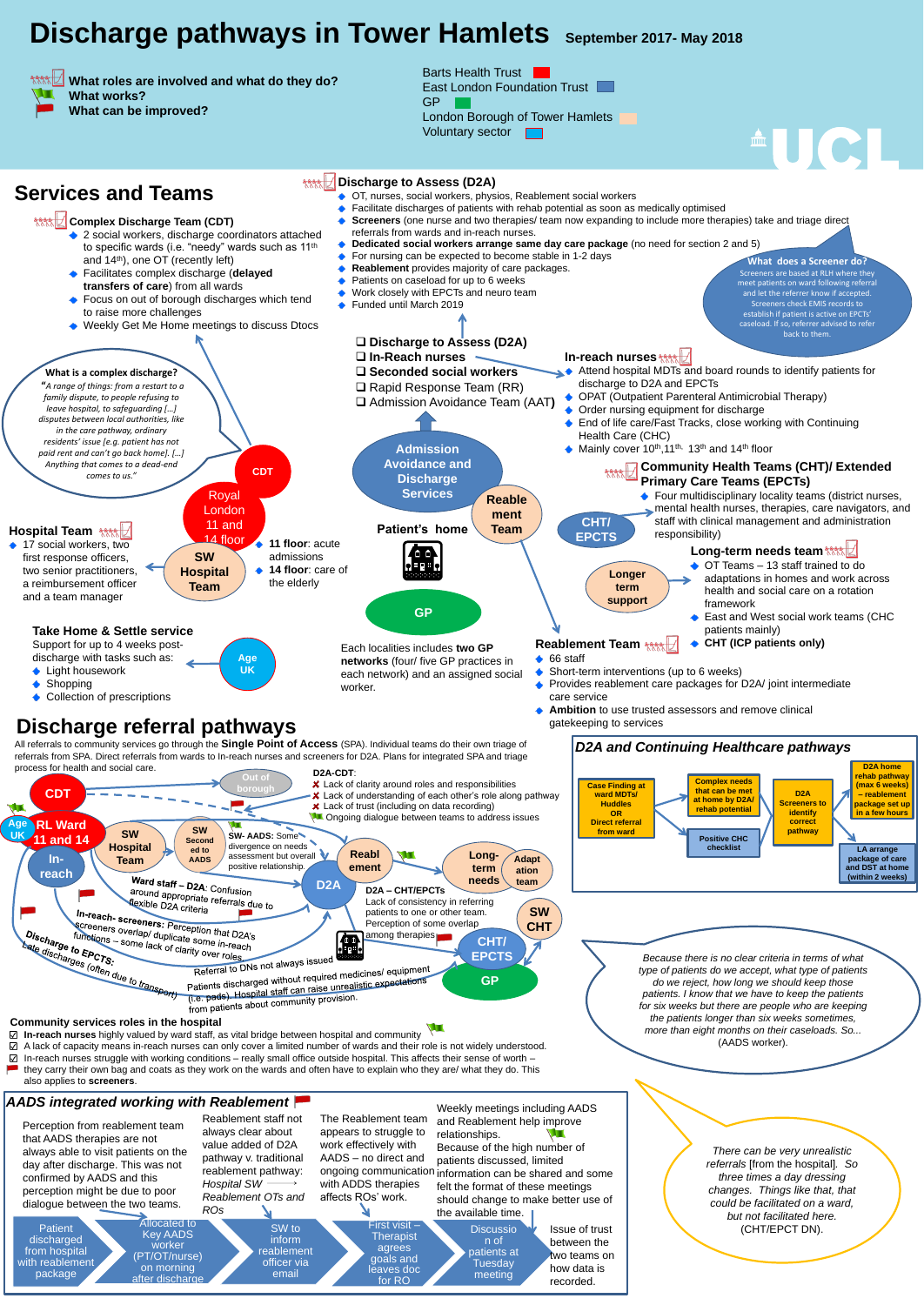# Discharge pathways in Tower Hamlets

September 2017- May 2018

- What roles are involved and what do they do?
- What works?
- What can be improved?

Barts Health Trust | East London Foundation Trust | GP | London Borough of Tower Hamlets | Voluntary sector

UCL

## Services and Teams

### Complex Discharge Team (CDT)

- 2 social workers, discharge coordinators attached to specific wards (i.e. "needy" wards such as 11th and 14th), one OT (recently left)
- Facilitates complex discharge (**delayed transfers of care**) from all wards
- Focus on out of borough discharges which tend to raise more challenges
- Weekly Get Me Home meetings to discuss Dtocs

**What is a complex discharge?**
*"A range of things: from a restart to a family dispute, to people refusing to leave hospital, to safeguarding […] disputes between local authorities, like in the care pathway, ordinary residents' issue [e.g. patient has not paid rent and can't go back home]. […] Anything that comes to a dead-end comes to us."*

### Discharge to Assess (D2A)

- OT, nurses, social workers, physios, Reablement social workers
- Facilitate discharges of patients with rehab potential as soon as medically optimised
- **Screeners** (one nurse and two therapies/ team now expanding to include more therapies) take and triage direct referrals from wards and in-reach nurses.
- **Dedicated social workers arrange same day care package** (no need for section 2 and 5)
- For nursing can be expected to become stable in 1-2 days
- **Reablement** provides majority of care packages.
- Patients on caseload for up to 6 weeks
- Work closely with EPCTs and neuro team
- Funded until March 2019

**What does a Screener do?**
Screeners are based at RLH where they meet patients on ward following referral and let the referrer know if accepted. Screeners check EMIS records to establish if patient is active on EPCTs' caseload. If so, referrer advised to refer back to them.

**Admission Avoidance and Discharge Services**

- Discharge to Assess (D2A)
- In-Reach nurses
- Seconded social workers
- Rapid Response Team (RR)
- Admission Avoidance Team (AAT)

### In-reach nurses

- Attend hospital MDTs and board rounds to identify patients for discharge to D2A and EPCTs
- OPAT (Outpatient Parenteral Antimicrobial Therapy)
- Order nursing equipment for discharge
- End of life care/Fast Tracks, close working with Continuing Health Care (CHC)
- Mainly cover 10th, 11th, 13th and 14th floor

### Hospital Team

- 17 social workers, two first response officers, two senior practitioners, a reimbursement officer and a team manager

CDT — Royal London 11 and 14 floor — SW Hospital Team

- **11 floor**: acute admissions
- **14 floor**: care of the elderly

Patient's home — Reablement Team — CHT/ EPCTs — GP — Longer term support

Each localities includes **two GP networks** (four/ five GP practices in each network) and an assigned social worker.

### Community Health Teams (CHT)/ Extended Primary Care Teams (EPCTs)

- Four multidisciplinary locality teams (district nurses, mental health nurses, therapies, care navigators, and staff with clinical management and administration responsibility)

### Long-term needs team

- OT Teams – 13 staff trained to do adaptations in homes and work across health and social care on a rotation framework
- East and West social work teams (CHC patients mainly)
- **CHT (ICP patients only)**

### Take Home & Settle service

Support for up to 4 weeks post-discharge with tasks such as:

- Light housework
- Shopping
- Collection of prescriptions

(Age UK)

### Reablement Team

- 66 staff
- Short-term interventions (up to 6 weeks)
- Provides reablement care packages for D2A/ joint intermediate care service
- **Ambition** to use trusted assessors and remove clinical gatekeeping to services

## Discharge referral pathways

All referrals to community services go through the **Single Point of Access** (SPA). Individual teams do their own triage of referrals from SPA. Direct referrals from wards to In-reach nurses and screeners for D2A. Plans for integrated SPA and triage process for health and social care.

Diagram nodes: CDT, Out of borough, Age UK, RL Ward 11 and 14, SW Hospital Team, SW Seconded to AADS, In-reach, D2A, Reablement, Long-term needs, Adaptation team, SW CHT, CHT/ EPCTS, GP.

**D2A-CDT:**

- ✗ Lack of clarity around roles and responsibilities
- ✗ Lack of understanding of each other's role along pathway
- ✗ Lack of trust (including on data recording)
- Ongoing dialogue between teams to address issues

**SW- AADS:** Some divergence on needs assessment but overall positive relationship.

**Ward staff – D2A:** Confusion around appropriate referrals due to flexible D2A criteria

**In-reach- screeners:** Perception that D2A's screeners overlap/ duplicate some in-reach functions – some lack of clarity over roles

**Discharge to EPCTS:** Late discharges (often due to transport)

Referral to DNs not always issued

Patients discharged without required medicines/ equipment (i.e. pads). Hospital staff can raise unrealistic expectations from patients about community provision.

**D2A – CHT/EPCTS:** Lack of consistency in referring patients to one or other team. Perception of some overlap among therapies

## D2A and Continuing Healthcare pathways

Case Finding at ward MDTs/ Huddles OR Direct referral from ward → Complex needs that can be met at home by D2A/ rehab potential / Positive CHC checklist → D2A Screeners to identify correct pathway → D2A home rehab pathway (max 6 weeks) – reablement package set up in a few hours / LA arrange package of care and DST at home (within 2 weeks)

*Because there is no clear criteria in terms of what type of patients do we accept, what type of patients do we reject, how long we should keep those patients. I know that we have to keep the patients for six weeks but there are people who are keeping the patients longer than six weeks sometimes, more than eight months on their caseloads. So...* (AADS worker).

### Community services roles in the hospital

- ☑ **In-reach nurses** highly valued by ward staff, as vital bridge between hospital and community
- ☑ A lack of capacity means in-reach nurses can only cover a limited number of wards and their role is not widely understood.
- ☑ In-reach nurses struggle with working conditions – really small office outside hospital. This affects their sense of worth – they carry their own bag and coats as they work on the wards and often have to explain who they are/ what they do. This also applies to **screeners**.

## AADS integrated working with Reablement

Perception from reablement team that AADS therapies are not always able to visit patients on the day after discharge. This was not confirmed by AADS and this perception might be due to poor dialogue between the two teams.

Reablement staff not always clear about value added of D2A pathway v. traditional reablement pathway: *Hospital SW Reablement OTs and ROs*

The Reablement team appears to struggle to work effectively with AADS – no direct and ongoing communication with ADDS therapies affects ROs' work.

Weekly meetings including AADS and Reablement help improve relationships. Because of the high number of patients discussed, limited information can be shared and some felt the format of these meetings should change to make better use of the available time.

Patient discharged from hospital with reablement package → Allocated to Key AADS worker (PT/OT/nurse) on morning after discharge → SW to inform reablement officer via email → First visit – Therapist agrees goals and leaves doc for RO → Discussion of patients at Tuesday meeting

Issue of trust between the two teams on how data is recorded.

*There can be very unrealistic referrals [from the hospital]. So three times a day dressing changes. Things like that, that could be facilitated on a ward, but not facilitated here.* (CHT/EPCT DN).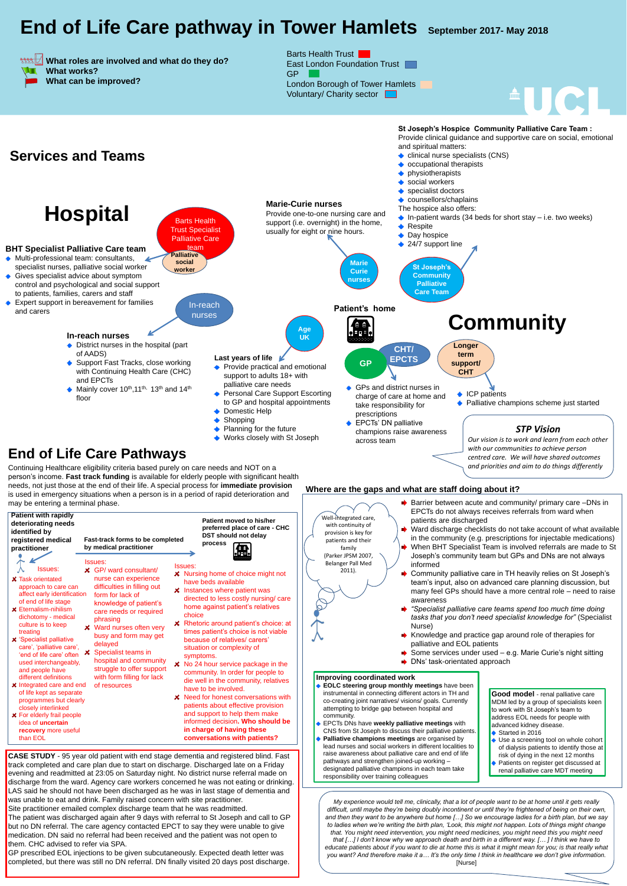# End of Life Care pathway in Tower Hamlets

September 2017- May 2018

What roles are involved and what do they do?
What works?
What can be improved?

Barts Health Trust
East London Foundation Trust
GP
London Borough of Tower Hamlets
Voluntary/ Charity sector

UCL

## Services and Teams

### Hospital

Barts Health Trust Specialist Palliative Care team

Palliative social worker

**BHT Specialist Palliative Care team**

- Multi-professional team: consultants, specialist nurses, palliative social worker
- Gives specialist advice about symptom control and psychological and social support to patients, families, carers and staff
- Expert support in bereavement for families and carers

In-reach nurses

**In-reach nurses**

- District nurses in the hospital (part of AADS)
- Support Fast Tracks, close working with Continuing Health Care (CHC) and EPCTs
- Mainly cover 10th, 11th, 13th and 14th floor

**Marie-Curie nurses**

Provide one-to-one nursing care and support (i.e. overnight) in the home, usually for eight or nine hours.

Marie Curie nurses

Age UK

**Last years of life**

- Provide practical and emotional support to adults 18+ with palliative care needs
- Personal Care Support Escorting to GP and hospital appointments
- Domestic Help
- Shopping
- Planning for the future
- Works closely with St Joseph

**Patient's home**

GP

CHT/ EPCTS

- GPs and district nurses in charge of care at home and take responsibility for prescriptions
- EPCTs' DN palliative champions raise awareness across team

**St Joseph's Hospice Community Palliative Care Team :**
Provide clinical guidance and supportive care on social, emotional and spiritual matters:

- clinical nurse specialists (CNS)
- occupational therapists
- physiotherapists
- social workers
- specialist doctors
- counsellors/chaplains

The hospice also offers:

- In-patient wards (34 beds for short stay – i.e. two weeks)
- Respite
- Day hospice
- 24/7 support line

St Joseph's Community Palliative Care Team

### Community

Longer term support/ CHT

- ICP patients
- Palliative champions scheme just started

**STP Vision**

*Our vision is to work and learn from each other with our communities to achieve person centred care. We will have shared outcomes and priorities and aim to do things differently*

## End of Life Care Pathways

Continuing Healthcare eligibility criteria based purely on care needs and NOT on a person's income. **Fast track funding** is available for elderly people with significant health needs, not just those at the end of their life. A special process for **immediate provision** is used in emergency situations when a person is in a period of rapid deterioration and may be entering a terminal phase.

**Patient with rapidly deteriorating needs identified by registered medical practitioner** → **Fast-track forms to be completed by medical practitioner** → **Patient moved to his/her preferred place of care - CHC DST should not delay process**

Issues:

- Task orientated approach to care can affect early identification of end of life stage
- Eternalism-nihilism dichotomy - medical culture is to keep treating
- 'Specialist palliative care', 'palliative care', 'end of life care' often used interchangeably, and people have different definitions
- Integrated care and end of life kept as separate programmes but clearly closely interlinked
- For elderly frail people idea of **uncertain recovery** more useful than EOL

Issues:

- GP/ ward consultant/ nurse can experience difficulties in filling out form for lack of knowledge of patient's care needs or required phrasing
- Ward nurses often very busy and form may get delayed
- Specialist teams in hospital and community struggle to offer support with form filling for lack of resources

Issues:

- Nursing home of choice might not have beds available
- Instances where patient was directed to less costly nursing/ care home against patient's relatives choice
- Rhetoric around patient's choice: at times patient's choice is not viable because of relatives/ carers' situation or complexity of symptoms.
- No 24 hour service package in the community. In order for people to die well in the community, relatives have to be involved.
- Need for honest conversations with patients about effective provision and support to help them make informed decision. **Who should be in charge of having these conversations with patients?**

**CASE STUDY** - 95 year old patient with end stage dementia and registered blind. Fast track completed and care plan due to start on discharge. Discharged late on a Friday evening and readmitted at 23:05 on Saturday night. No district nurse referral made on discharge from the ward. Agency care workers concerned he was not eating or drinking. LAS said he should not have been discharged as he was in last stage of dementia and was unable to eat and drink. Family raised concern with site practitioner.
Site practitioner emailed complex discharge team that he was readmitted.
The patient was discharged again after 9 days with referral to St Joseph and call to GP but no DN referral. The care agency contacted EPCT to say they were unable to give medication. DN said no referral had been received and the patient was not open to them. CHC advised to refer via SPA.
GP prescribed EOL injections to be given subcutaneously. Expected death letter was completed, but there was still no DN referral. DN finally visited 20 days post discharge.

## Where are the gaps and what are staff doing about it?

Well-integrated care, with continuity of provision is key for patients and their family (Parker JPSM 2007, Belanger Pall Med 2011).

- Barrier between acute and community/ primary care –DNs in EPCTs do not always receives referrals from ward when patients are discharged
- Ward discharge checklists do not take account of what available in the community (e.g. prescriptions for injectable medications)
- When BHT Specialist Team is involved referrals are made to St Joseph's community team but GPs and DNs are not always informed
- Community palliative care in TH heavily relies on St Joseph's team's input, also on advanced care planning discussion, but many feel GPs should have a more central role – need to raise awareness
- *"Specialist palliative care teams spend too much time doing tasks that you don't need specialist knowledge for"* (Specialist Nurse)
- Knowledge and practice gap around role of therapies for palliative and EOL patients
- Some services under used – e.g. Marie Curie's night sitting
- DNs' task-orientated approach

**Improving coordinated work**

- **EOLC steering group monthly meetings** have been instrumental in connecting different actors in TH and co-creating joint narratives/ visions/ goals. Currently attempting to bridge gap between hospital and community.
- EPCTs DNs have **weekly palliative meetings** with CNS from St Joseph to discuss their palliative patients.
- **Palliative champions meetings** are organised by lead nurses and social workers in different localities to raise awareness about palliative care and end of life pathways and strengthen joined-up working – designated palliative champions in each team take responsibility over training colleagues

**Good model** - renal palliative care MDM led by a group of specialists keen to work with St Joseph's team to address EOL needs for people with advanced kidney disease.

- Started in 2016
- Use a screening tool on whole cohort of dialysis patients to identify those at risk of dying in the next 12 months
- Patients on register get discussed at renal palliative care MDT meeting

*My experience would tell me, clinically, that a lot of people want to be at home until it gets really difficult, until maybe they're being doubly incontinent or until they're frightened of being on their own, and then they want to be back home […] So we encourage ladies for a birth plan, but we say to ladies when we're writing the birth plan, 'Look, this might not happen. Lots of things might change that. You might need intervention, you might need medicines, you might need this you might need that […] I don't know why we approach death and birth in a different way. […] I think we have to educate patients about if you want to die at home this is what it might mean for you; is that really what you want? And therefore make it a… It's the only time I think in healthcare we don't give information.*
[Nurse]